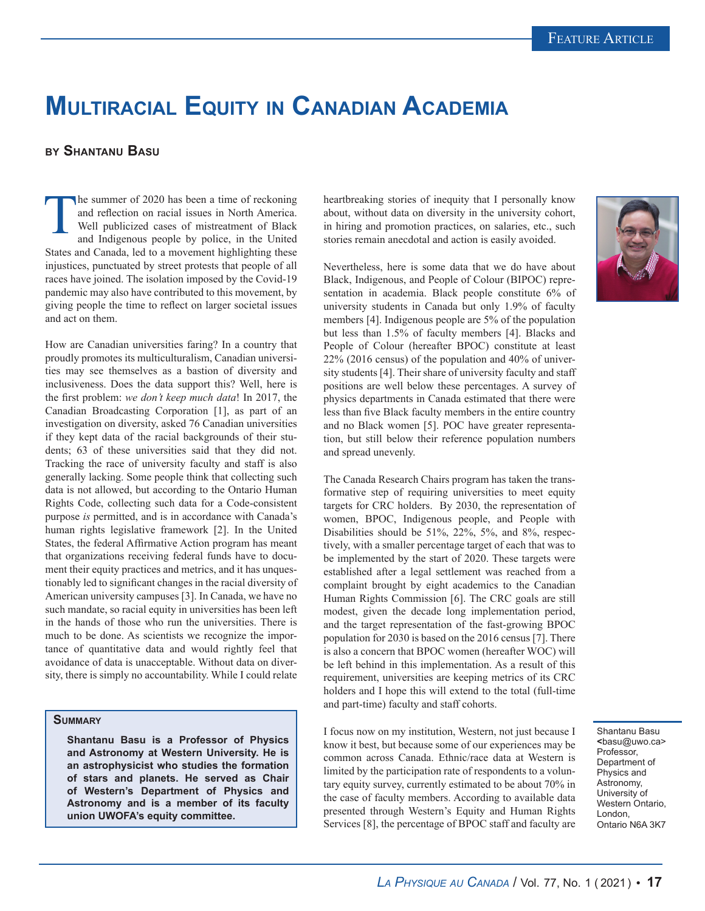# Multiracial Equity in Canadian Academia

### by Shantanu Basu

> **Summary**
>
> **Shantanu Basu is a Professor of Physics and Astronomy at Western University. He is an astrophysicist who studies the formation of stars and planets. He served as Chair of Western's Department of Physics and Astronomy and is a member of its faculty union UWOFA's equity committee.**

The summer of 2020 has been a time of reckoning and reflection on racial issues in North America. Well publicized cases of mistreatment of Black and Indigenous people by police, in the United States and Canada, led to a movement highlighting these injustices, punctuated by street protests that people of all races have joined. The isolation imposed by the Covid-19 pandemic may also have contributed to this movement, by giving people the time to reflect on larger societal issues and act on them.

How are Canadian universities faring? In a country that proudly promotes its multiculturalism, Canadian universities may see themselves as a bastion of diversity and inclusiveness. Does the data support this? Well, here is the first problem: *we don't keep much data*! In 2017, the Canadian Broadcasting Corporation [1], as part of an investigation on diversity, asked 76 Canadian universities if they kept data of the racial backgrounds of their students; 63 of these universities said that they did not. Tracking the race of university faculty and staff is also generally lacking. Some people think that collecting such data is not allowed, but according to the Ontario Human Rights Code, collecting such data for a Code-consistent purpose *is* permitted, and is in accordance with Canada's human rights legislative framework [2]. In the United States, the federal Affirmative Action program has meant that organizations receiving federal funds have to document their equity practices and metrics, and it has unquestionably led to significant changes in the racial diversity of American university campuses [3]. In Canada, we have no such mandate, so racial equity in universities has been left in the hands of those who run the universities. There is much to be done. As scientists we recognize the importance of quantitative data and would rightly feel that avoidance of data is unacceptable. Without data on diversity, there is simply no accountability. While I could relate heartbreaking stories of inequity that I personally know about, without data on diversity in the university cohort, in hiring and promotion practices, on salaries, etc., such stories remain anecdotal and action is easily avoided.

Nevertheless, here is some data that we do have about Black, Indigenous, and People of Colour (BIPOC) representation in academia. Black people constitute 6% of university students in Canada but only 1.9% of faculty members [4]. Indigenous people are 5% of the population but less than 1.5% of faculty members [4]. Blacks and People of Colour (hereafter BPOC) constitute at least 22% (2016 census) of the population and 40% of university students [4]. Their share of university faculty and staff positions are well below these percentages. A survey of physics departments in Canada estimated that there were less than five Black faculty members in the entire country and no Black women [5]. POC have greater representation, but still below their reference population numbers and spread unevenly.

The Canada Research Chairs program has taken the transformative step of requiring universities to meet equity targets for CRC holders. By 2030, the representation of women, BPOC, Indigenous people, and People with Disabilities should be 51%, 22%, 5%, and 8%, respectively, with a smaller percentage target of each that was to be implemented by the start of 2020. These targets were established after a legal settlement was reached from a complaint brought by eight academics to the Canadian Human Rights Commission [6]. The CRC goals are still modest, given the decade long implementation period, and the target representation of the fast-growing BPOC population for 2030 is based on the 2016 census [7]. There is also a concern that BPOC women (hereafter WOC) will be left behind in this implementation. As a result of this requirement, universities are keeping metrics of its CRC holders and I hope this will extend to the total (full-time and part-time) faculty and staff cohorts.

I focus now on my institution, Western, not just because I know it best, but because some of our experiences may be common across Canada. Ethnic/race data at Western is limited by the participation rate of respondents to a voluntary equity survey, currently estimated to be about 70% in the case of faculty members. According to available data presented through Western's Equity and Human Rights Services [8], the percentage of BPOC staff and faculty are

Shantanu Basu <basu@uwo.ca>
Professor,
Department of Physics and Astronomy,
University of Western Ontario,
London,
Ontario N6A 3K7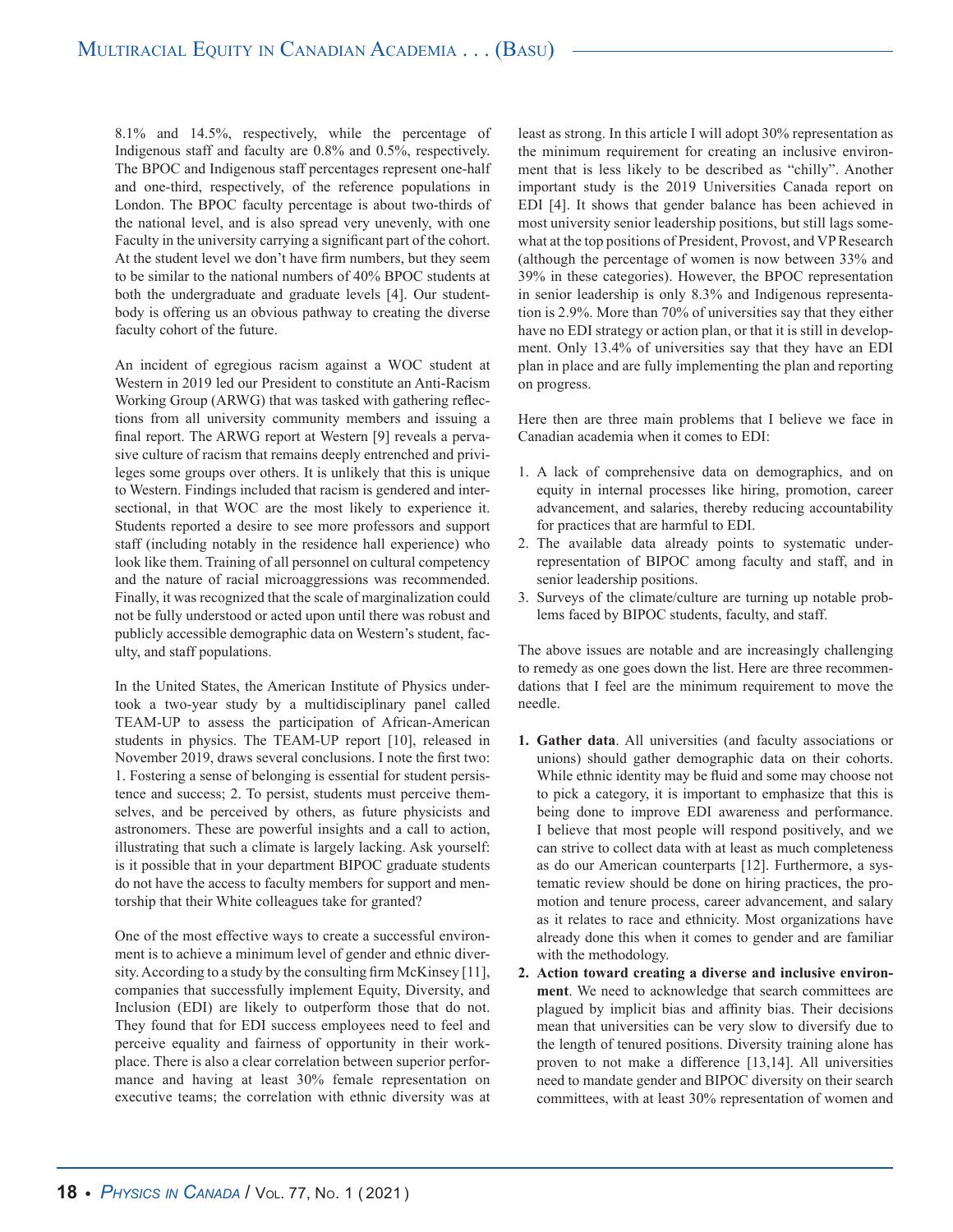8.1% and 14.5%, respectively, while the percentage of Indigenous staff and faculty are 0.8% and 0.5%, respectively. The BPOC and Indigenous staff percentages represent one-half and one-third, respectively, of the reference populations in London. The BPOC faculty percentage is about two-thirds of the national level, and is also spread very unevenly, with one Faculty in the university carrying a significant part of the cohort. At the student level we don't have firm numbers, but they seem to be similar to the national numbers of 40% BPOC students at both the undergraduate and graduate levels [4]. Our studentbody is offering us an obvious pathway to creating the diverse faculty cohort of the future.

An incident of egregious racism against a WOC student at Western in 2019 led our President to constitute an Anti-Racism Working Group (ARWG) that was tasked with gathering reflections from all university community members and issuing a final report. The ARWG report at Western [9] reveals a pervasive culture of racism that remains deeply entrenched and privileges some groups over others. It is unlikely that this is unique to Western. Findings included that racism is gendered and intersectional, in that WOC are the most likely to experience it. Students reported a desire to see more professors and support staff (including notably in the residence hall experience) who look like them. Training of all personnel on cultural competency and the nature of racial microaggressions was recommended. Finally, it was recognized that the scale of marginalization could not be fully understood or acted upon until there was robust and publicly accessible demographic data on Western's student, faculty, and staff populations.

In the United States, the American Institute of Physics undertook a two-year study by a multidisciplinary panel called TEAM-UP to assess the participation of African-American students in physics. The TEAM-UP report [10], released in November 2019, draws several conclusions. I note the first two: 1. Fostering a sense of belonging is essential for student persistence and success; 2. To persist, students must perceive themselves, and be perceived by others, as future physicists and astronomers. These are powerful insights and a call to action, illustrating that such a climate is largely lacking. Ask yourself: is it possible that in your department BIPOC graduate students do not have the access to faculty members for support and mentorship that their White colleagues take for granted?

One of the most effective ways to create a successful environment is to achieve a minimum level of gender and ethnic diversity. According to a study by the consulting firm McKinsey [11], companies that successfully implement Equity, Diversity, and Inclusion (EDI) are likely to outperform those that do not. They found that for EDI success employees need to feel and perceive equality and fairness of opportunity in their workplace. There is also a clear correlation between superior performance and having at least 30% female representation on executive teams; the correlation with ethnic diversity was at least as strong. In this article I will adopt 30% representation as the minimum requirement for creating an inclusive environment that is less likely to be described as "chilly". Another important study is the 2019 Universities Canada report on EDI [4]. It shows that gender balance has been achieved in most university senior leadership positions, but still lags somewhat at the top positions of President, Provost, and VP Research (although the percentage of women is now between 33% and 39% in these categories). However, the BPOC representation in senior leadership is only 8.3% and Indigenous representation is 2.9%. More than 70% of universities say that they either have no EDI strategy or action plan, or that it is still in development. Only 13.4% of universities say that they have an EDI plan in place and are fully implementing the plan and reporting on progress.

Here then are three main problems that I believe we face in Canadian academia when it comes to EDI:

1. A lack of comprehensive data on demographics, and on equity in internal processes like hiring, promotion, career advancement, and salaries, thereby reducing accountability for practices that are harmful to EDI.
2. The available data already points to systematic underrepresentation of BIPOC among faculty and staff, and in senior leadership positions.
3. Surveys of the climate/culture are turning up notable problems faced by BIPOC students, faculty, and staff.

The above issues are notable and are increasingly challenging to remedy as one goes down the list. Here are three recommendations that I feel are the minimum requirement to move the needle.

1. **Gather data**. All universities (and faculty associations or unions) should gather demographic data on their cohorts. While ethnic identity may be fluid and some may choose not to pick a category, it is important to emphasize that this is being done to improve EDI awareness and performance. I believe that most people will respond positively, and we can strive to collect data with at least as much completeness as do our American counterparts [12]. Furthermore, a systematic review should be done on hiring practices, the promotion and tenure process, career advancement, and salary as it relates to race and ethnicity. Most organizations have already done this when it comes to gender and are familiar with the methodology.
2. **Action toward creating a diverse and inclusive environment**. We need to acknowledge that search committees are plagued by implicit bias and affinity bias. Their decisions mean that universities can be very slow to diversify due to the length of tenured positions. Diversity training alone has proven to not make a difference [13,14]. All universities need to mandate gender and BIPOC diversity on their search committees, with at least 30% representation of women and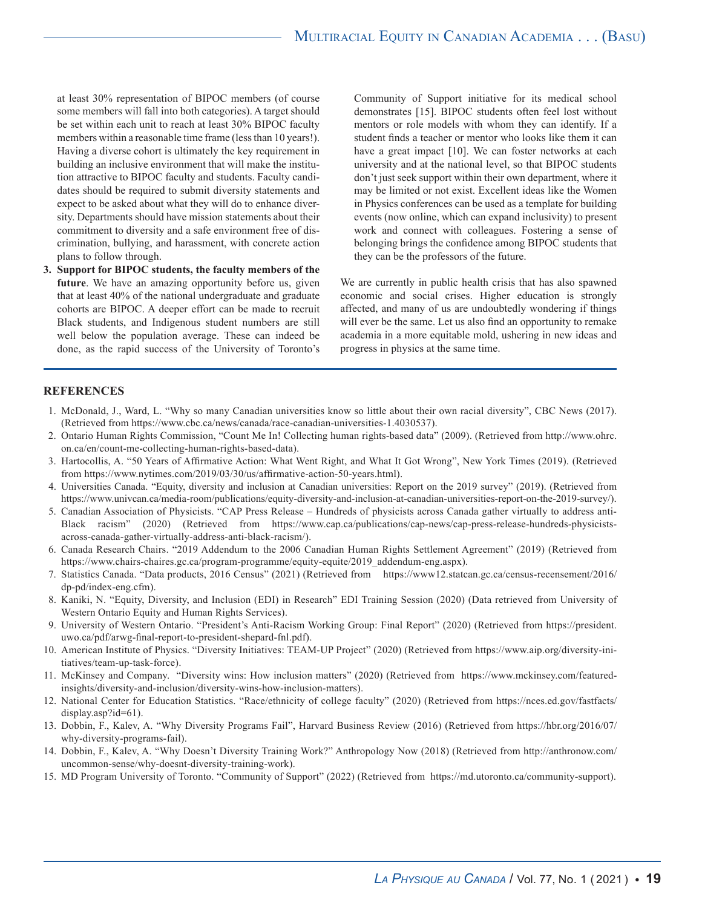at least 30% representation of BIPOC members (of course some members will fall into both categories). A target should be set within each unit to reach at least 30% BIPOC faculty members within a reasonable time frame (less than 10 years!). Having a diverse cohort is ultimately the key requirement in building an inclusive environment that will make the institution attractive to BIPOC faculty and students. Faculty candidates should be required to submit diversity statements and expect to be asked about what they will do to enhance diversity. Departments should have mission statements about their commitment to diversity and a safe environment free of discrimination, bullying, and harassment, with concrete action plans to follow through.

3. **Support for BIPOC students, the faculty members of the future**. We have an amazing opportunity before us, given that at least 40% of the national undergraduate and graduate cohorts are BIPOC. A deeper effort can be made to recruit Black students, and Indigenous student numbers are still well below the population average. These can indeed be done, as the rapid success of the University of Toronto's Community of Support initiative for its medical school demonstrates [15]. BIPOC students often feel lost without mentors or role models with whom they can identify. If a student finds a teacher or mentor who looks like them it can have a great impact [10]. We can foster networks at each university and at the national level, so that BIPOC students don't just seek support within their own department, where it may be limited or not exist. Excellent ideas like the Women in Physics conferences can be used as a template for building events (now online, which can expand inclusivity) to present work and connect with colleagues. Fostering a sense of belonging brings the confidence among BIPOC students that they can be the professors of the future.

We are currently in public health crisis that has also spawned economic and social crises. Higher education is strongly affected, and many of us are undoubtedly wondering if things will ever be the same. Let us also find an opportunity to remake academia in a more equitable mold, ushering in new ideas and progress in physics at the same time.

## REFERENCES

1. McDonald, J., Ward, L. "Why so many Canadian universities know so little about their own racial diversity", CBC News (2017). (Retrieved from https://www.cbc.ca/news/canada/race-canadian-universities-1.4030537).
2. Ontario Human Rights Commission, "Count Me In! Collecting human rights-based data" (2009). (Retrieved from http://www.ohrc.on.ca/en/count-me-collecting-human-rights-based-data).
3. Hartocollis, A. "50 Years of Affirmative Action: What Went Right, and What It Got Wrong", New York Times (2019). (Retrieved from https://www.nytimes.com/2019/03/30/us/affirmative-action-50-years.html).
4. Universities Canada. "Equity, diversity and inclusion at Canadian universities: Report on the 2019 survey" (2019). (Retrieved from https://www.univcan.ca/media-room/publications/equity-diversity-and-inclusion-at-canadian-universities-report-on-the-2019-survey/).
5. Canadian Association of Physicists. "CAP Press Release – Hundreds of physicists across Canada gather virtually to address anti-Black racism" (2020) (Retrieved from https://www.cap.ca/publications/cap-news/cap-press-release-hundreds-physicists-across-canada-gather-virtually-address-anti-black-racism/).
6. Canada Research Chairs. "2019 Addendum to the 2006 Canadian Human Rights Settlement Agreement" (2019) (Retrieved from https://www.chairs-chaires.gc.ca/program-programme/equity-equite/2019_addendum-eng.aspx).
7. Statistics Canada. "Data products, 2016 Census" (2021) (Retrieved from https://www12.statcan.gc.ca/census-recensement/2016/dp-pd/index-eng.cfm).
8. Kaniki, N. "Equity, Diversity, and Inclusion (EDI) in Research" EDI Training Session (2020) (Data retrieved from University of Western Ontario Equity and Human Rights Services).
9. University of Western Ontario. "President's Anti-Racism Working Group: Final Report" (2020) (Retrieved from https://president.uwo.ca/pdf/arwg-final-report-to-president-shepard-fnl.pdf).
10. American Institute of Physics. "Diversity Initiatives: TEAM-UP Project" (2020) (Retrieved from https://www.aip.org/diversity-initiatives/team-up-task-force).
11. McKinsey and Company. "Diversity wins: How inclusion matters" (2020) (Retrieved from https://www.mckinsey.com/featured-insights/diversity-and-inclusion/diversity-wins-how-inclusion-matters).
12. National Center for Education Statistics. "Race/ethnicity of college faculty" (2020) (Retrieved from https://nces.ed.gov/fastfacts/display.asp?id=61).
13. Dobbin, F., Kalev, A. "Why Diversity Programs Fail", Harvard Business Review (2016) (Retrieved from https://hbr.org/2016/07/why-diversity-programs-fail).
14. Dobbin, F., Kalev, A. "Why Doesn't Diversity Training Work?" Anthropology Now (2018) (Retrieved from http://anthronow.com/uncommon-sense/why-doesnt-diversity-training-work).
15. MD Program University of Toronto. "Community of Support" (2022) (Retrieved from https://md.utoronto.ca/community-support).